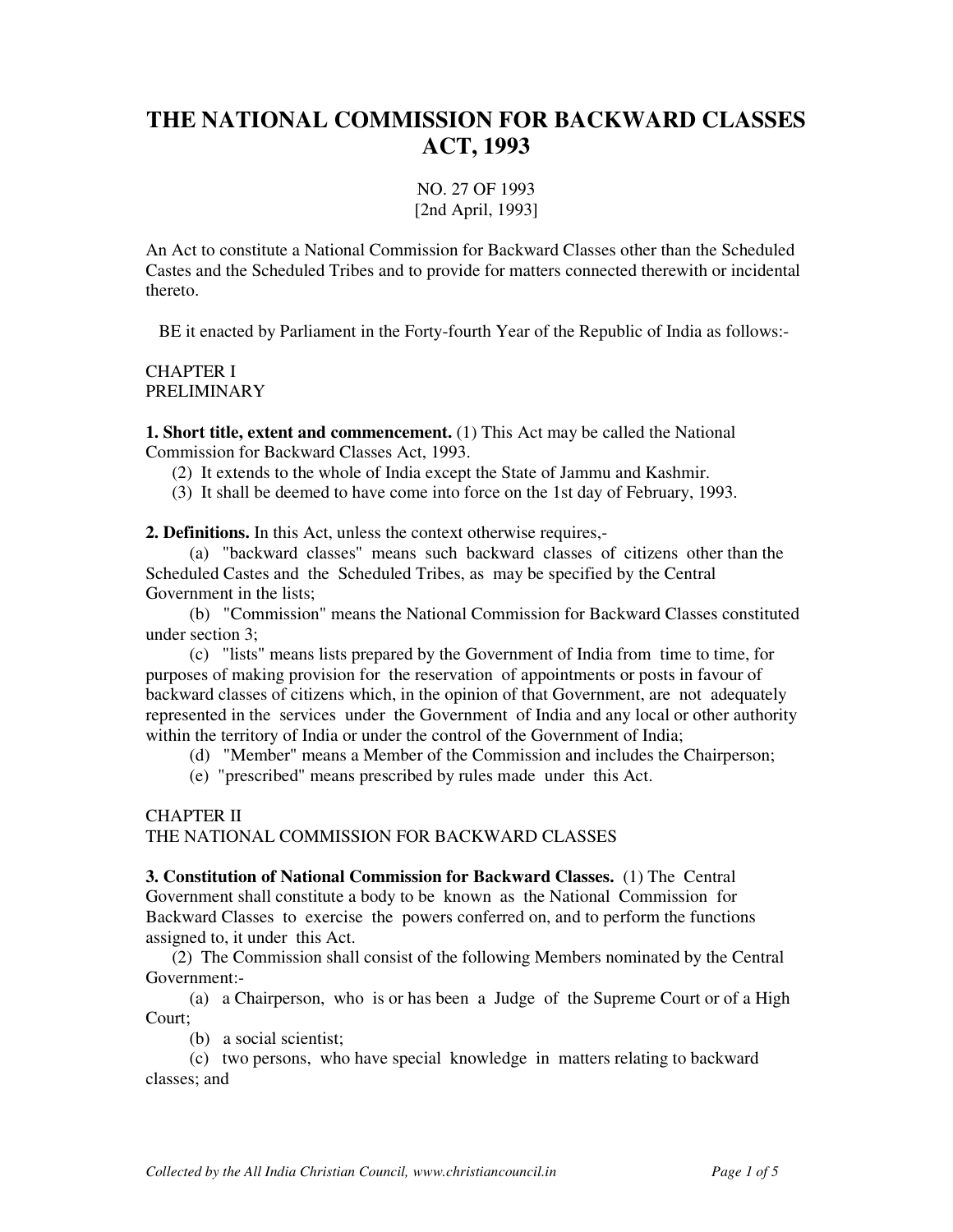# THE NATIONAL COMMISSION FOR BACKWARD CLASSES ACT, 1993

NO. 27 OF 1993
[2nd April, 1993]

An Act to constitute a National Commission for Backward Classes other than the Scheduled Castes and the Scheduled Tribes and to provide for matters connected therewith or incidental thereto.

BE it enacted by Parliament in the Forty-fourth Year of the Republic of India as follows:-

CHAPTER I
PRELIMINARY

**1. Short title, extent and commencement.** (1) This Act may be called the National Commission for Backward Classes Act, 1993.

(2) It extends to the whole of India except the State of Jammu and Kashmir.

(3) It shall be deemed to have come into force on the 1st day of February, 1993.

**2. Definitions.** In this Act, unless the context otherwise requires,-

(a) "backward classes" means such backward classes of citizens other than the Scheduled Castes and the Scheduled Tribes, as may be specified by the Central Government in the lists;

(b) "Commission" means the National Commission for Backward Classes constituted under section 3;

(c) "lists" means lists prepared by the Government of India from time to time, for purposes of making provision for the reservation of appointments or posts in favour of backward classes of citizens which, in the opinion of that Government, are not adequately represented in the services under the Government of India and any local or other authority within the territory of India or under the control of the Government of India;

(d) "Member" means a Member of the Commission and includes the Chairperson;

(e) "prescribed" means prescribed by rules made under this Act.

CHAPTER II
THE NATIONAL COMMISSION FOR BACKWARD CLASSES

**3. Constitution of National Commission for Backward Classes.** (1) The Central Government shall constitute a body to be known as the National Commission for Backward Classes to exercise the powers conferred on, and to perform the functions assigned to, it under this Act.

(2) The Commission shall consist of the following Members nominated by the Central Government:-

(a) a Chairperson, who is or has been a Judge of the Supreme Court or of a High Court;

(b) a social scientist;

(c) two persons, who have special knowledge in matters relating to backward classes; and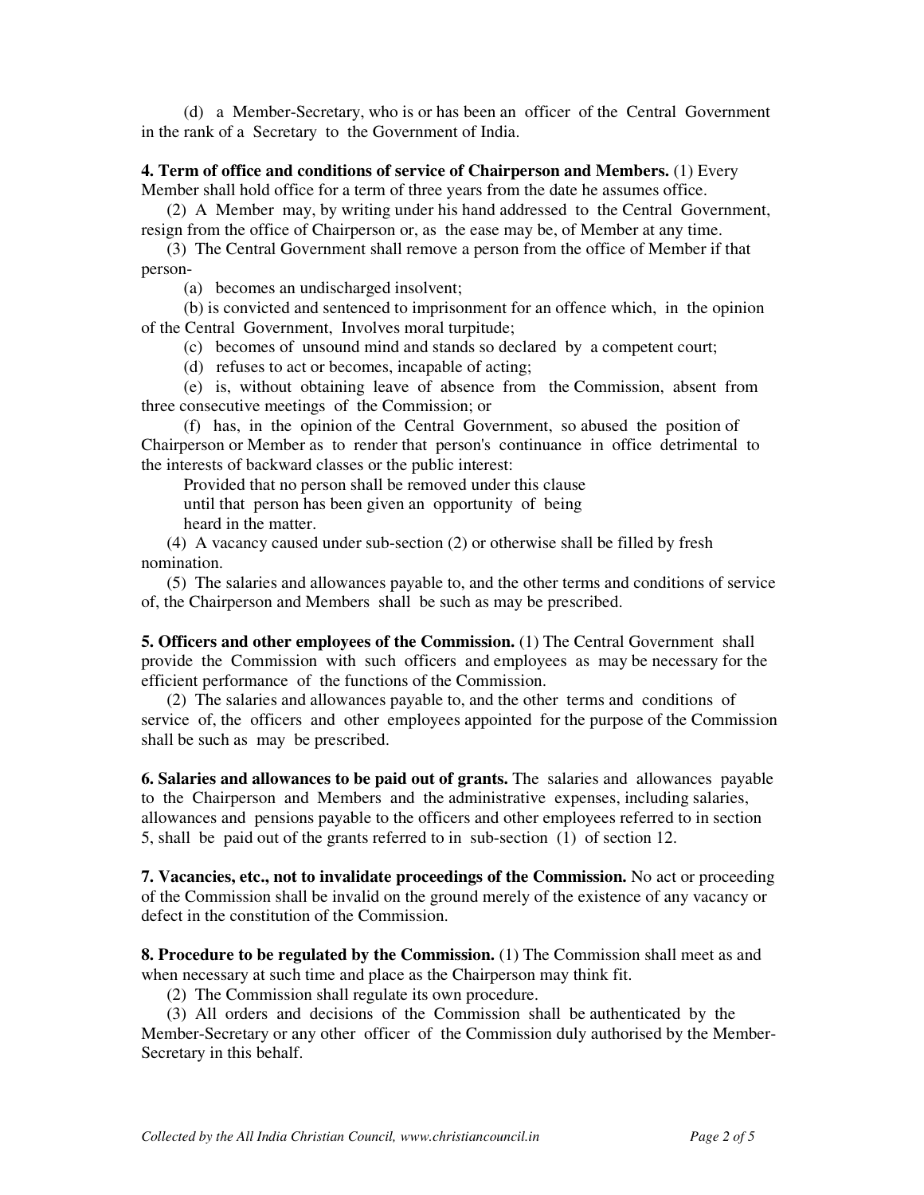(d) a Member-Secretary, who is or has been an officer of the Central Government in the rank of a Secretary to the Government of India.

**4. Term of office and conditions of service of Chairperson and Members.** (1) Every Member shall hold office for a term of three years from the date he assumes office.

(2) A Member may, by writing under his hand addressed to the Central Government, resign from the office of Chairperson or, as the ease may be, of Member at any time.

(3) The Central Government shall remove a person from the office of Member if that person-

(a) becomes an undischarged insolvent;

(b) is convicted and sentenced to imprisonment for an offence which, in the opinion of the Central Government, Involves moral turpitude;

(c) becomes of unsound mind and stands so declared by a competent court;

(d) refuses to act or becomes, incapable of acting;

(e) is, without obtaining leave of absence from the Commission, absent from three consecutive meetings of the Commission; or

(f) has, in the opinion of the Central Government, so abused the position of Chairperson or Member as to render that person's continuance in office detrimental to the interests of backward classes or the public interest:

Provided that no person shall be removed under this clause until that person has been given an opportunity of being heard in the matter.

(4) A vacancy caused under sub-section (2) or otherwise shall be filled by fresh nomination.

(5) The salaries and allowances payable to, and the other terms and conditions of service of, the Chairperson and Members shall be such as may be prescribed.

**5. Officers and other employees of the Commission.** (1) The Central Government shall provide the Commission with such officers and employees as may be necessary for the efficient performance of the functions of the Commission.

(2) The salaries and allowances payable to, and the other terms and conditions of service of, the officers and other employees appointed for the purpose of the Commission shall be such as may be prescribed.

**6. Salaries and allowances to be paid out of grants.** The salaries and allowances payable to the Chairperson and Members and the administrative expenses, including salaries, allowances and pensions payable to the officers and other employees referred to in section 5, shall be paid out of the grants referred to in sub-section (1) of section 12.

**7. Vacancies, etc., not to invalidate proceedings of the Commission.** No act or proceeding of the Commission shall be invalid on the ground merely of the existence of any vacancy or defect in the constitution of the Commission.

**8. Procedure to be regulated by the Commission.** (1) The Commission shall meet as and when necessary at such time and place as the Chairperson may think fit.

(2) The Commission shall regulate its own procedure.

(3) All orders and decisions of the Commission shall be authenticated by the Member-Secretary or any other officer of the Commission duly authorised by the Member-Secretary in this behalf.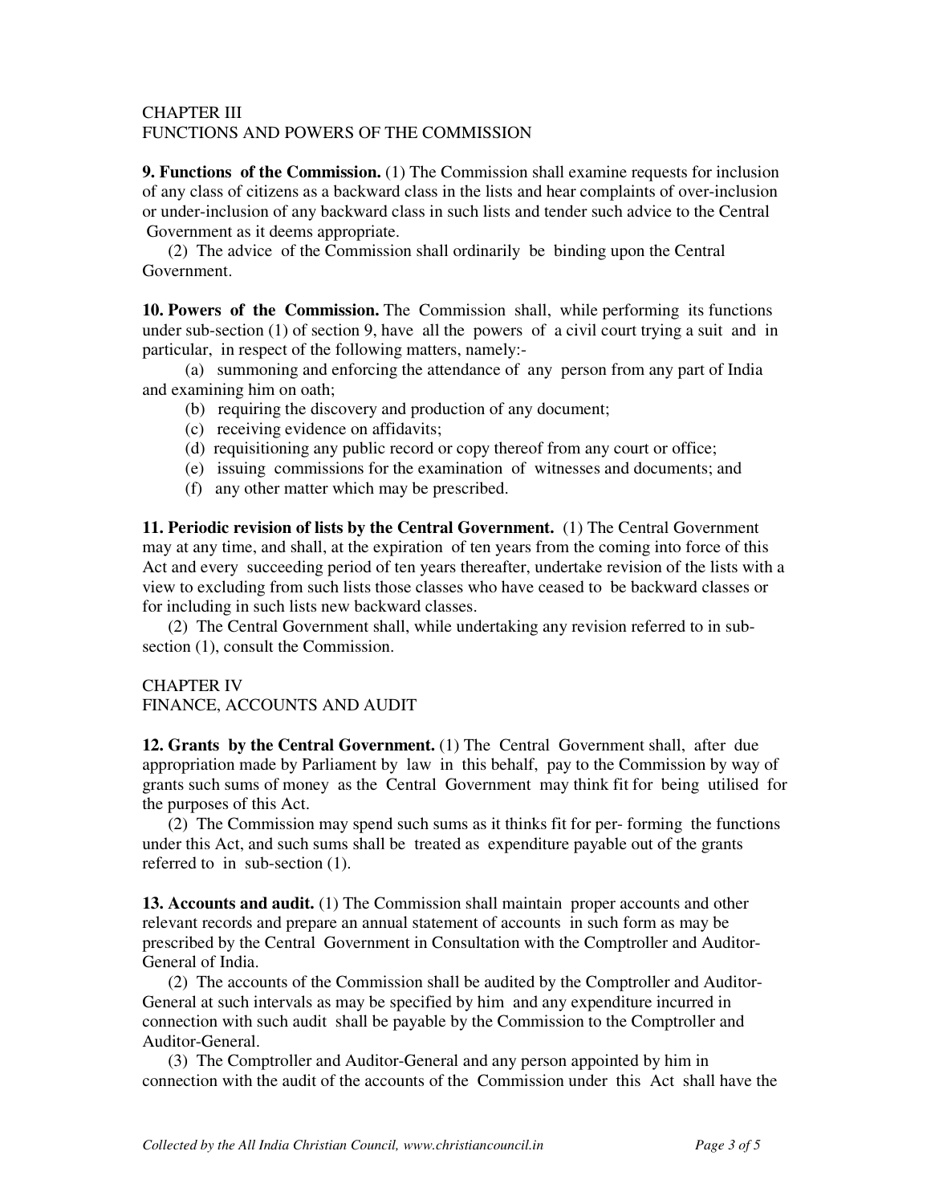## CHAPTER III
## FUNCTIONS AND POWERS OF THE COMMISSION

**9. Functions of the Commission.** (1) The Commission shall examine requests for inclusion of any class of citizens as a backward class in the lists and hear complaints of over-inclusion or under-inclusion of any backward class in such lists and tender such advice to the Central Government as it deems appropriate.

(2) The advice of the Commission shall ordinarily be binding upon the Central Government.

**10. Powers of the Commission.** The Commission shall, while performing its functions under sub-section (1) of section 9, have all the powers of a civil court trying a suit and in particular, in respect of the following matters, namely:-

(a) summoning and enforcing the attendance of any person from any part of India and examining him on oath;

(b) requiring the discovery and production of any document;

(c) receiving evidence on affidavits;

(d) requisitioning any public record or copy thereof from any court or office;

(e) issuing commissions for the examination of witnesses and documents; and

(f) any other matter which may be prescribed.

**11. Periodic revision of lists by the Central Government.** (1) The Central Government may at any time, and shall, at the expiration of ten years from the coming into force of this Act and every succeeding period of ten years thereafter, undertake revision of the lists with a view to excluding from such lists those classes who have ceased to be backward classes or for including in such lists new backward classes.

(2) The Central Government shall, while undertaking any revision referred to in sub-section (1), consult the Commission.

## CHAPTER IV
## FINANCE, ACCOUNTS AND AUDIT

**12. Grants by the Central Government.** (1) The Central Government shall, after due appropriation made by Parliament by law in this behalf, pay to the Commission by way of grants such sums of money as the Central Government may think fit for being utilised for the purposes of this Act.

(2) The Commission may spend such sums as it thinks fit for per- forming the functions under this Act, and such sums shall be treated as expenditure payable out of the grants referred to in sub-section (1).

**13. Accounts and audit.** (1) The Commission shall maintain proper accounts and other relevant records and prepare an annual statement of accounts in such form as may be prescribed by the Central Government in Consultation with the Comptroller and Auditor-General of India.

(2) The accounts of the Commission shall be audited by the Comptroller and Auditor-General at such intervals as may be specified by him and any expenditure incurred in connection with such audit shall be payable by the Commission to the Comptroller and Auditor-General.

(3) The Comptroller and Auditor-General and any person appointed by him in connection with the audit of the accounts of the Commission under this Act shall have the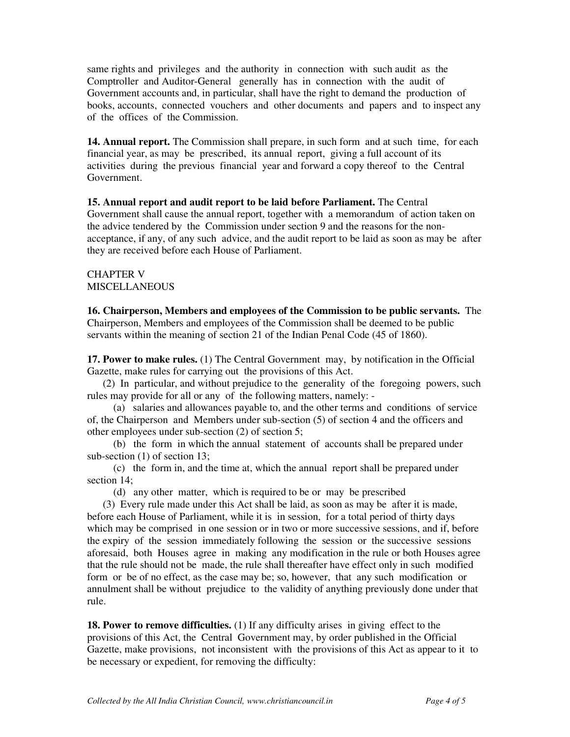same rights and privileges and the authority in connection with such audit as the Comptroller and Auditor-General generally has in connection with the audit of Government accounts and, in particular, shall have the right to demand the production of books, accounts, connected vouchers and other documents and papers and to inspect any of the offices of the Commission.

**14. Annual report.** The Commission shall prepare, in such form and at such time, for each financial year, as may be prescribed, its annual report, giving a full account of its activities during the previous financial year and forward a copy thereof to the Central Government.

**15. Annual report and audit report to be laid before Parliament.** The Central Government shall cause the annual report, together with a memorandum of action taken on the advice tendered by the Commission under section 9 and the reasons for the non-acceptance, if any, of any such advice, and the audit report to be laid as soon as may be after they are received before each House of Parliament.

CHAPTER V
MISCELLANEOUS

**16. Chairperson, Members and employees of the Commission to be public servants.** The Chairperson, Members and employees of the Commission shall be deemed to be public servants within the meaning of section 21 of the Indian Penal Code (45 of 1860).

**17. Power to make rules.** (1) The Central Government may, by notification in the Official Gazette, make rules for carrying out the provisions of this Act.

(2) In particular, and without prejudice to the generality of the foregoing powers, such rules may provide for all or any of the following matters, namely: -

(a) salaries and allowances payable to, and the other terms and conditions of service of, the Chairperson and Members under sub-section (5) of section 4 and the officers and other employees under sub-section (2) of section 5;

(b) the form in which the annual statement of accounts shall be prepared under sub-section (1) of section 13;

(c) the form in, and the time at, which the annual report shall be prepared under section 14;

(d) any other matter, which is required to be or may be prescribed

(3) Every rule made under this Act shall be laid, as soon as may be after it is made, before each House of Parliament, while it is in session, for a total period of thirty days which may be comprised in one session or in two or more successive sessions, and if, before the expiry of the session immediately following the session or the successive sessions aforesaid, both Houses agree in making any modification in the rule or both Houses agree that the rule should not be made, the rule shall thereafter have effect only in such modified form or be of no effect, as the case may be; so, however, that any such modification or annulment shall be without prejudice to the validity of anything previously done under that rule.

**18. Power to remove difficulties.** (1) If any difficulty arises in giving effect to the provisions of this Act, the Central Government may, by order published in the Official Gazette, make provisions, not inconsistent with the provisions of this Act as appear to it to be necessary or expedient, for removing the difficulty:

*Collected by the All India Christian Council, www.christiancouncil.in*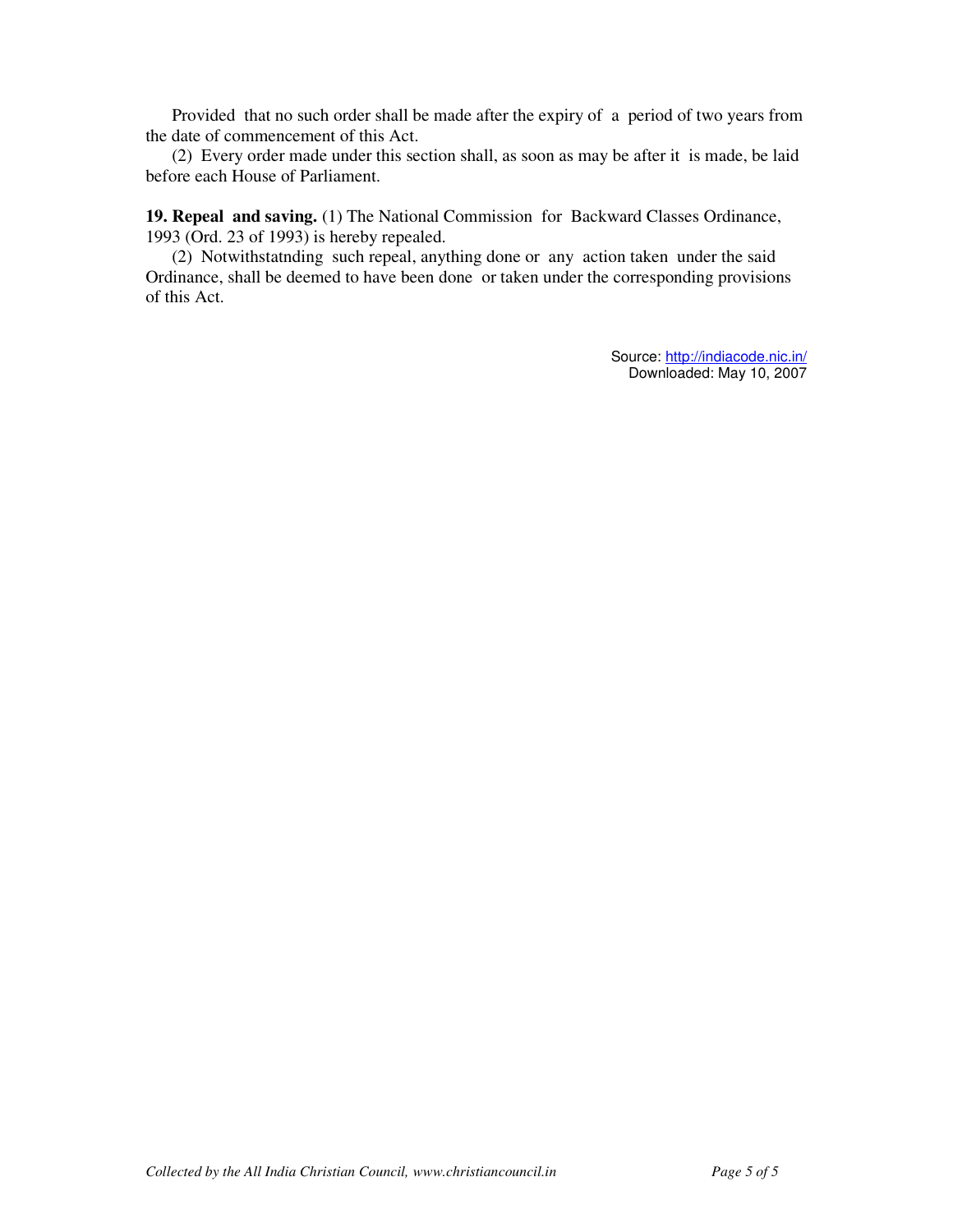Provided that no such order shall be made after the expiry of a period of two years from the date of commencement of this Act.

(2) Every order made under this section shall, as soon as may be after it is made, be laid before each House of Parliament.

**19. Repeal and saving.** (1) The National Commission for Backward Classes Ordinance, 1993 (Ord. 23 of 1993) is hereby repealed.

(2) Notwithstatnding such repeal, anything done or any action taken under the said Ordinance, shall be deemed to have been done or taken under the corresponding provisions of this Act.

Source: http://indiacode.nic.in/
Downloaded: May 10, 2007

*Collected by the All India Christian Council, www.christiancouncil.in*